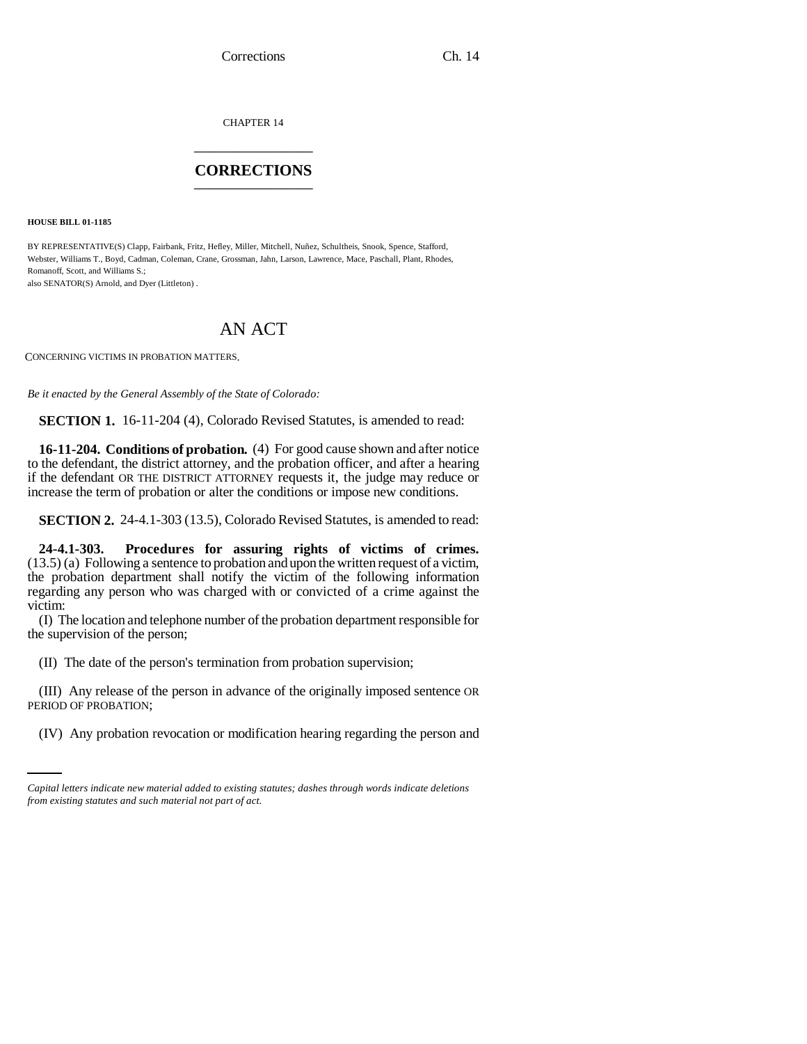CHAPTER 14

## CORRECTIONS

**HOUSE BILL 01-1185**

BY REPRESENTATIVE(S) Clapp, Fairbank, Fritz, Hefley, Miller, Mitchell, Nuñez, Schultheis, Snook, Spence, Stafford, Webster, Williams T., Boyd, Cadman, Coleman, Crane, Grossman, Jahn, Larson, Lawrence, Mace, Paschall, Plant, Rhodes, Romanoff, Scott, and Williams S.;
also SENATOR(S) Arnold, and Dyer (Littleton).

# AN ACT

CONCERNING VICTIMS IN PROBATION MATTERS.

*Be it enacted by the General Assembly of the State of Colorado:*

**SECTION 1.** 16-11-204 (4), Colorado Revised Statutes, is amended to read:

**16-11-204. Conditions of probation.** (4) For good cause shown and after notice to the defendant, the district attorney, and the probation officer, and after a hearing if the defendant OR THE DISTRICT ATTORNEY requests it, the judge may reduce or increase the term of probation or alter the conditions or impose new conditions.

**SECTION 2.** 24-4.1-303 (13.5), Colorado Revised Statutes, is amended to read:

**24-4.1-303. Procedures for assuring rights of victims of crimes.** (13.5) (a) Following a sentence to probation and upon the written request of a victim, the probation department shall notify the victim of the following information regarding any person who was charged with or convicted of a crime against the victim:

(I) The location and telephone number of the probation department responsible for the supervision of the person;

(II) The date of the person's termination from probation supervision;

(III) Any release of the person in advance of the originally imposed sentence OR PERIOD OF PROBATION;

(IV) Any probation revocation or modification hearing regarding the person and

*Capital letters indicate new material added to existing statutes; dashes through words indicate deletions from existing statutes and such material not part of act.*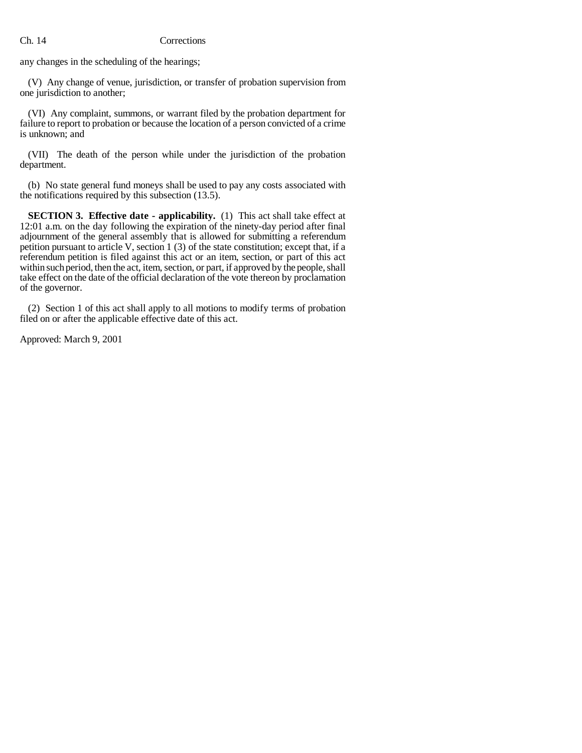any changes in the scheduling of the hearings;

(V) Any change of venue, jurisdiction, or transfer of probation supervision from one jurisdiction to another;

(VI) Any complaint, summons, or warrant filed by the probation department for failure to report to probation or because the location of a person convicted of a crime is unknown; and

(VII) The death of the person while under the jurisdiction of the probation department.

(b) No state general fund moneys shall be used to pay any costs associated with the notifications required by this subsection (13.5).

**SECTION 3. Effective date - applicability.** (1) This act shall take effect at 12:01 a.m. on the day following the expiration of the ninety-day period after final adjournment of the general assembly that is allowed for submitting a referendum petition pursuant to article V, section 1 (3) of the state constitution; except that, if a referendum petition is filed against this act or an item, section, or part of this act within such period, then the act, item, section, or part, if approved by the people, shall take effect on the date of the official declaration of the vote thereon by proclamation of the governor.

(2) Section 1 of this act shall apply to all motions to modify terms of probation filed on or after the applicable effective date of this act.

Approved: March 9, 2001